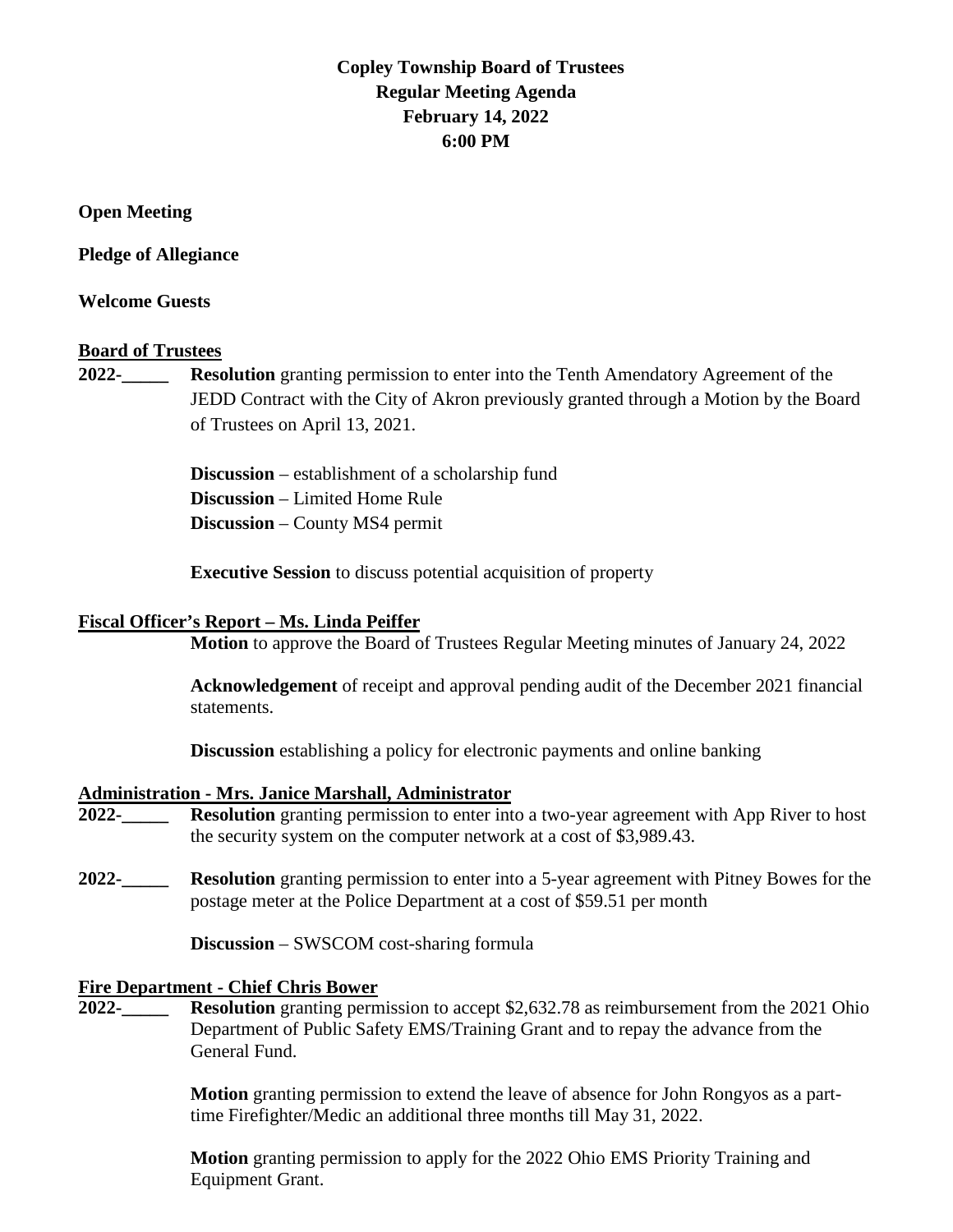**Copley Township Board of Trustees**
**Regular Meeting Agenda**
**February 14, 2022**
**6:00 PM**

**Open Meeting**

**Pledge of Allegiance**

**Welcome Guests**

**Board of Trustees**

**2022-_____** **Resolution** granting permission to enter into the Tenth Amendatory Agreement of the JEDD Contract with the City of Akron previously granted through a Motion by the Board of Trustees on April 13, 2021.

**Discussion** – establishment of a scholarship fund
**Discussion** – Limited Home Rule
**Discussion** – County MS4 permit

**Executive Session** to discuss potential acquisition of property

**Fiscal Officer's Report – Ms. Linda Peiffer**

**Motion** to approve the Board of Trustees Regular Meeting minutes of January 24, 2022

**Acknowledgement** of receipt and approval pending audit of the December 2021 financial statements.

**Discussion** establishing a policy for electronic payments and online banking

**Administration - Mrs. Janice Marshall, Administrator**

**2022-_____** **Resolution** granting permission to enter into a two-year agreement with App River to host the security system on the computer network at a cost of $3,989.43.

**2022-_____** **Resolution** granting permission to enter into a 5-year agreement with Pitney Bowes for the postage meter at the Police Department at a cost of $59.51 per month

**Discussion** – SWSCOM cost-sharing formula

**Fire Department - Chief Chris Bower**

**2022-_____** **Resolution** granting permission to accept $2,632.78 as reimbursement from the 2021 Ohio Department of Public Safety EMS/Training Grant and to repay the advance from the General Fund.

**Motion** granting permission to extend the leave of absence for John Rongyos as a part-time Firefighter/Medic an additional three months till May 31, 2022.

**Motion** granting permission to apply for the 2022 Ohio EMS Priority Training and Equipment Grant.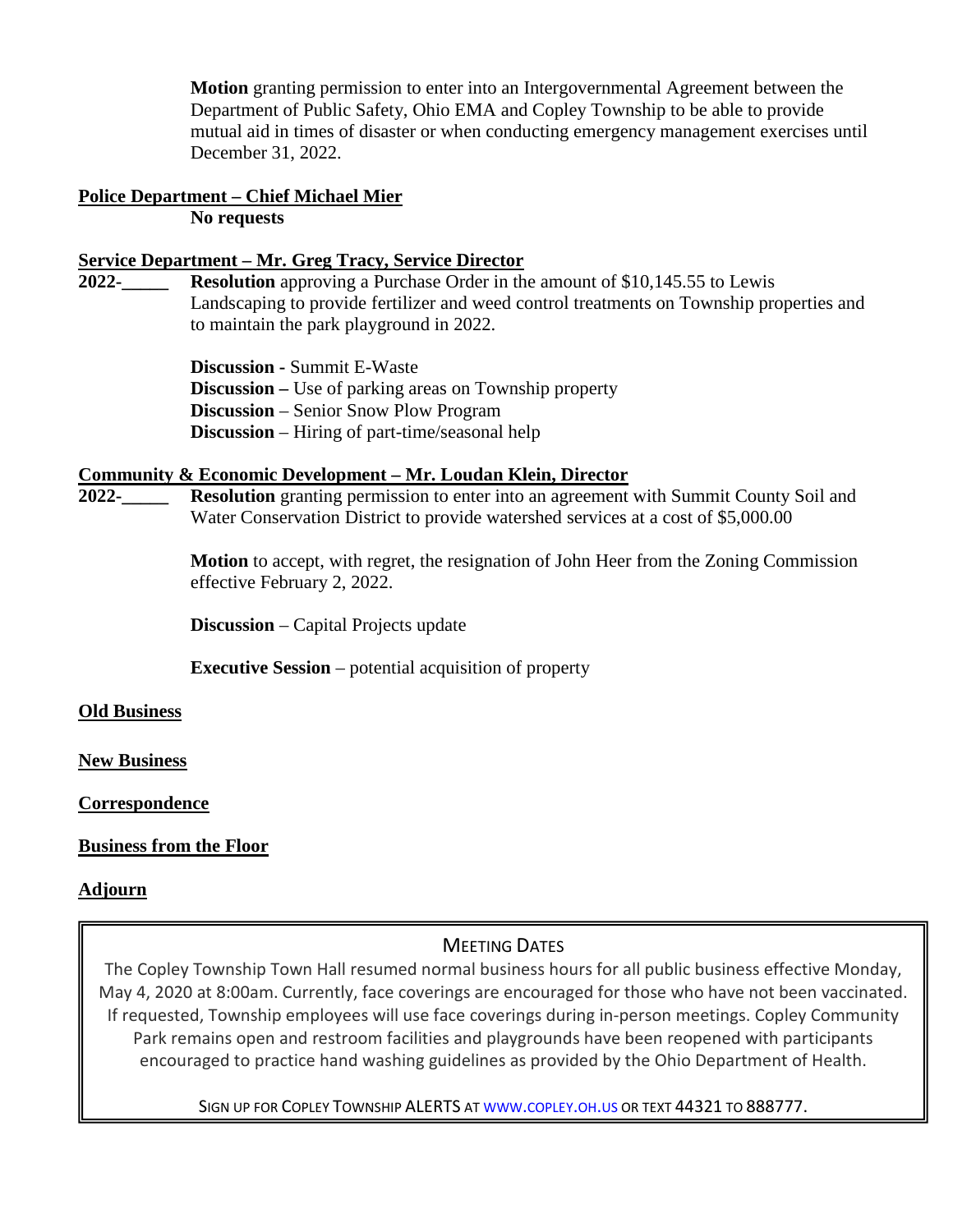**Motion** granting permission to enter into an Intergovernmental Agreement between the Department of Public Safety, Ohio EMA and Copley Township to be able to provide mutual aid in times of disaster or when conducting emergency management exercises until December 31, 2022.

**Police Department – Chief Michael Mier**

**No requests**

**Service Department – Mr. Greg Tracy, Service Director**

**2022-_____** **Resolution** approving a Purchase Order in the amount of $10,145.55 to Lewis Landscaping to provide fertilizer and weed control treatments on Township properties and to maintain the park playground in 2022.

**Discussion -** Summit E-Waste
**Discussion –** Use of parking areas on Township property
**Discussion** – Senior Snow Plow Program
**Discussion** – Hiring of part-time/seasonal help

**Community & Economic Development – Mr. Loudan Klein, Director**

**2022-_____** **Resolution** granting permission to enter into an agreement with Summit County Soil and Water Conservation District to provide watershed services at a cost of $5,000.00

**Motion** to accept, with regret, the resignation of John Heer from the Zoning Commission effective February 2, 2022.

**Discussion** – Capital Projects update

**Executive Session** – potential acquisition of property

**Old Business**

**New Business**

**Correspondence**

**Business from the Floor**

**Adjourn**

MEETING DATES

The Copley Township Town Hall resumed normal business hours for all public business effective Monday, May 4, 2020 at 8:00am. Currently, face coverings are encouraged for those who have not been vaccinated. If requested, Township employees will use face coverings during in-person meetings. Copley Community Park remains open and restroom facilities and playgrounds have been reopened with participants encouraged to practice hand washing guidelines as provided by the Ohio Department of Health.

SIGN UP FOR COPLEY TOWNSHIP ALERTS AT WWW.COPLEY.OH.US OR TEXT 44321 TO 888777.